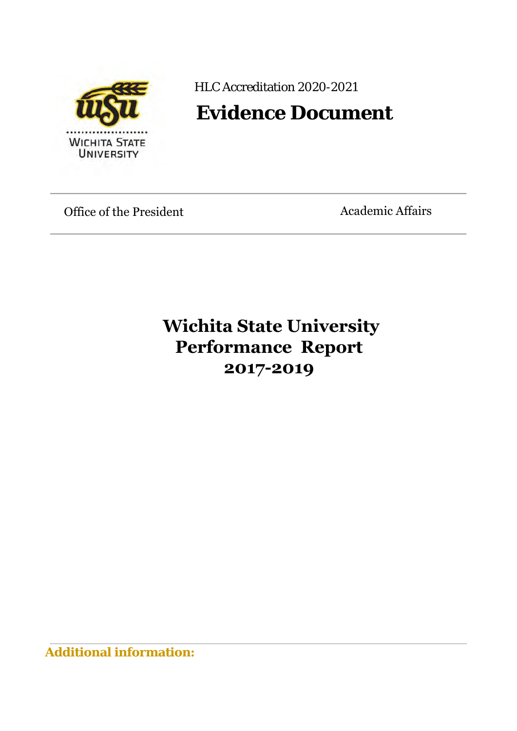HLC Accreditation 2020-2021

# Evidence Document

Office of the President | Academic Affairs

# Wichita State University Performance Report 2017-2019

**Additional information:**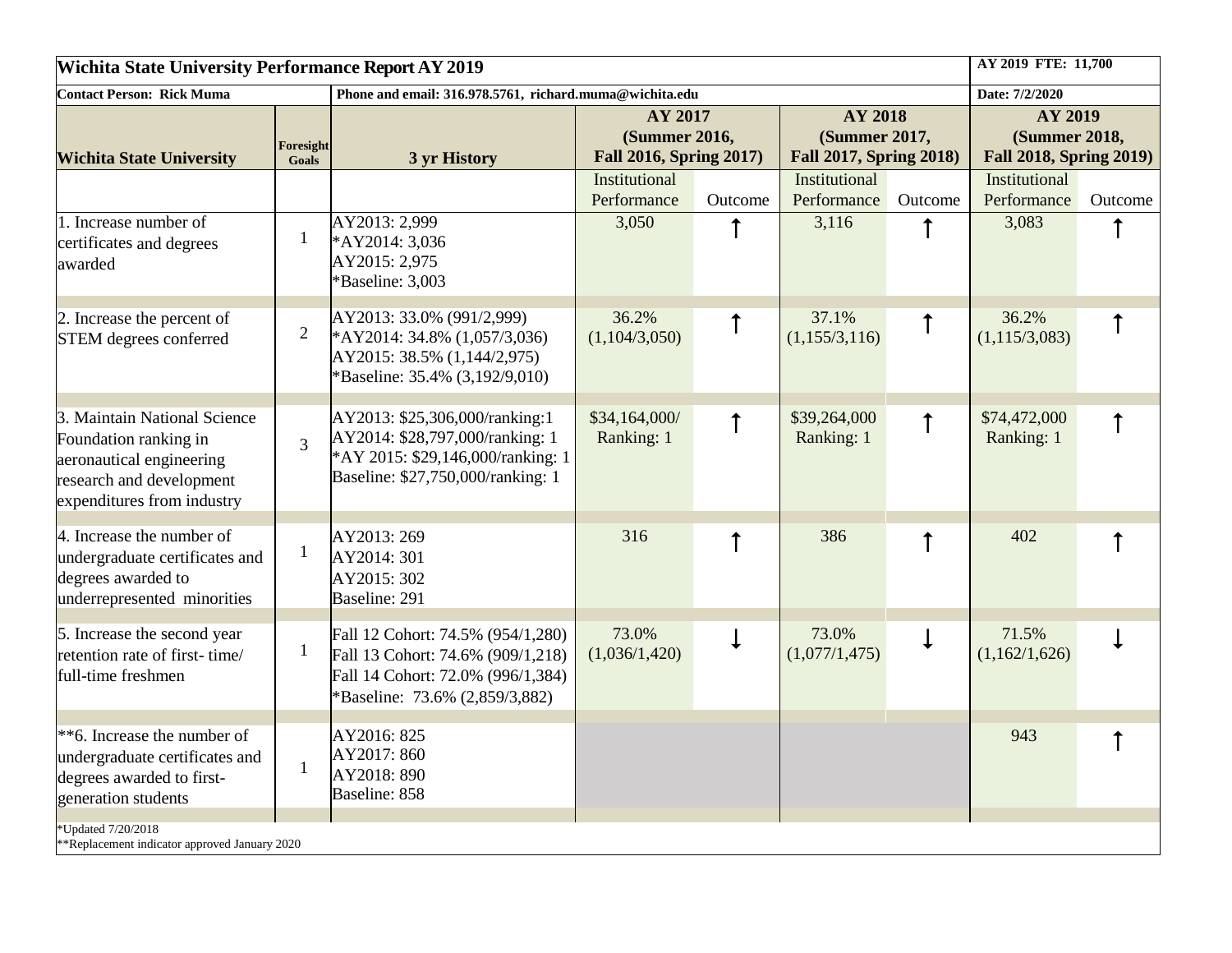| Wichita State University Performance Report AY 2019 | | | | | | | | AY 2019 FTE: 11,700 |
|---|---|---|---|---|---|---|---|---|
| **Contact Person: Rick Muma** | | **Phone and email: 316.978.5761, richard.muma@wichita.edu** | | | | | **Date: 7/2/2020** | |
| **Wichita State University** | **Foresight Goals** | **3 yr History** | **AY 2017 (Summer 2016, Fall 2016, Spring 2017)** | | **AY 2018 (Summer 2017, Fall 2017, Spring 2018)** | | **AY 2019 (Summer 2018, Fall 2018, Spring 2019)** | |
| | | | Institutional Performance | Outcome | Institutional Performance | Outcome | Institutional Performance | Outcome |
| 1. Increase number of certificates and degrees awarded | 1 | AY2013: 2,999<br>*AY2014: 3,036<br>AY2015: 2,975<br>*Baseline: 3,003 | 3,050 | ↑ | 3,116 | ↑ | 3,083 | ↑ |
| 2. Increase the percent of STEM degrees conferred | 2 | AY2013: 33.0% (991/2,999)<br>*AY2014: 34.8% (1,057/3,036)<br>AY2015: 38.5% (1,144/2,975)<br>*Baseline: 35.4% (3,192/9,010) | 36.2% (1,104/3,050) | ↑ | 37.1% (1,155/3,116) | ↑ | 36.2% (1,115/3,083) | ↑ |
| 3. Maintain National Science Foundation ranking in aeronautical engineering research and development expenditures from industry | 3 | AY2013: $25,306,000/ranking:1<br>AY2014: $28,797,000/ranking: 1<br>*AY 2015: $29,146,000/ranking: 1<br>Baseline: $27,750,000/ranking: 1 | $34,164,000/ Ranking: 1 | ↑ | $39,264,000 Ranking: 1 | ↑ | $74,472,000 Ranking: 1 | ↑ |
| 4. Increase the number of undergraduate certificates and degrees awarded to underrepresented minorities | 1 | AY2013: 269<br>AY2014: 301<br>AY2015: 302<br>Baseline: 291 | 316 | ↑ | 386 | ↑ | 402 | ↑ |
| 5. Increase the second year retention rate of first- time/ full-time freshmen | 1 | Fall 12 Cohort: 74.5% (954/1,280)<br>Fall 13 Cohort: 74.6% (909/1,218)<br>Fall 14 Cohort: 72.0% (996/1,384)<br>*Baseline: 73.6% (2,859/3,882) | 73.0% (1,036/1,420) | ↓ | 73.0% (1,077/1,475) | ↓ | 71.5% (1,162/1,626) | ↓ |
| **6. Increase the number of undergraduate certificates and degrees awarded to first-generation students | 1 | AY2016: 825<br>AY2017: 860<br>AY2018: 890<br>Baseline: 858 | | | | | 943 | ↑ |

*Updated 7/20/2018

**Replacement indicator approved January 2020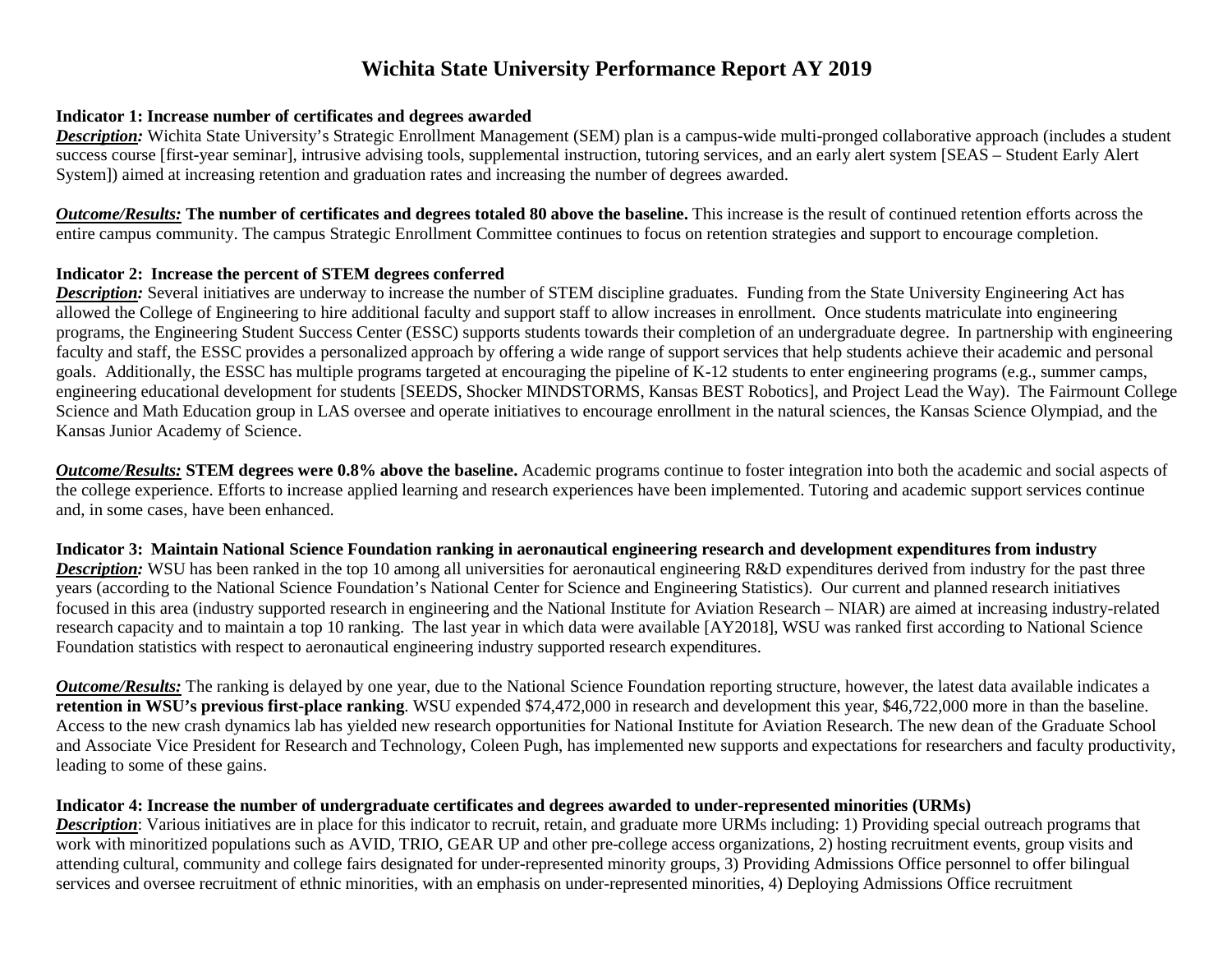# Wichita State University Performance Report AY 2019

**Indicator 1: Increase number of certificates and degrees awarded**

***Description:*** Wichita State University's Strategic Enrollment Management (SEM) plan is a campus-wide multi-pronged collaborative approach (includes a student success course [first-year seminar], intrusive advising tools, supplemental instruction, tutoring services, and an early alert system [SEAS – Student Early Alert System]) aimed at increasing retention and graduation rates and increasing the number of degrees awarded.

***Outcome/Results:*** **The number of certificates and degrees totaled 80 above the baseline.** This increase is the result of continued retention efforts across the entire campus community. The campus Strategic Enrollment Committee continues to focus on retention strategies and support to encourage completion.

**Indicator 2: Increase the percent of STEM degrees conferred**

***Description:*** Several initiatives are underway to increase the number of STEM discipline graduates. Funding from the State University Engineering Act has allowed the College of Engineering to hire additional faculty and support staff to allow increases in enrollment. Once students matriculate into engineering programs, the Engineering Student Success Center (ESSC) supports students towards their completion of an undergraduate degree. In partnership with engineering faculty and staff, the ESSC provides a personalized approach by offering a wide range of support services that help students achieve their academic and personal goals. Additionally, the ESSC has multiple programs targeted at encouraging the pipeline of K-12 students to enter engineering programs (e.g., summer camps, engineering educational development for students [SEEDS, Shocker MINDSTORMS, Kansas BEST Robotics], and Project Lead the Way). The Fairmount College Science and Math Education group in LAS oversee and operate initiatives to encourage enrollment in the natural sciences, the Kansas Science Olympiad, and the Kansas Junior Academy of Science.

***Outcome/Results:*** **STEM degrees were 0.8% above the baseline.** Academic programs continue to foster integration into both the academic and social aspects of the college experience. Efforts to increase applied learning and research experiences have been implemented. Tutoring and academic support services continue and, in some cases, have been enhanced.

**Indicator 3: Maintain National Science Foundation ranking in aeronautical engineering research and development expenditures from industry**

***Description:*** WSU has been ranked in the top 10 among all universities for aeronautical engineering R&D expenditures derived from industry for the past three years (according to the National Science Foundation's National Center for Science and Engineering Statistics). Our current and planned research initiatives focused in this area (industry supported research in engineering and the National Institute for Aviation Research – NIAR) are aimed at increasing industry-related research capacity and to maintain a top 10 ranking. The last year in which data were available [AY2018], WSU was ranked first according to National Science Foundation statistics with respect to aeronautical engineering industry supported research expenditures.

***Outcome/Results:*** The ranking is delayed by one year, due to the National Science Foundation reporting structure, however, the latest data available indicates a **retention in WSU's previous first-place ranking**. WSU expended $74,472,000 in research and development this year, $46,722,000 more in than the baseline. Access to the new crash dynamics lab has yielded new research opportunities for National Institute for Aviation Research. The new dean of the Graduate School and Associate Vice President for Research and Technology, Coleen Pugh, has implemented new supports and expectations for researchers and faculty productivity, leading to some of these gains.

**Indicator 4: Increase the number of undergraduate certificates and degrees awarded to under-represented minorities (URMs)**

***Description***: Various initiatives are in place for this indicator to recruit, retain, and graduate more URMs including: 1) Providing special outreach programs that work with minoritized populations such as AVID, TRIO, GEAR UP and other pre-college access organizations, 2) hosting recruitment events, group visits and attending cultural, community and college fairs designated for under-represented minority groups, 3) Providing Admissions Office personnel to offer bilingual services and oversee recruitment of ethnic minorities, with an emphasis on under-represented minorities, 4) Deploying Admissions Office recruitment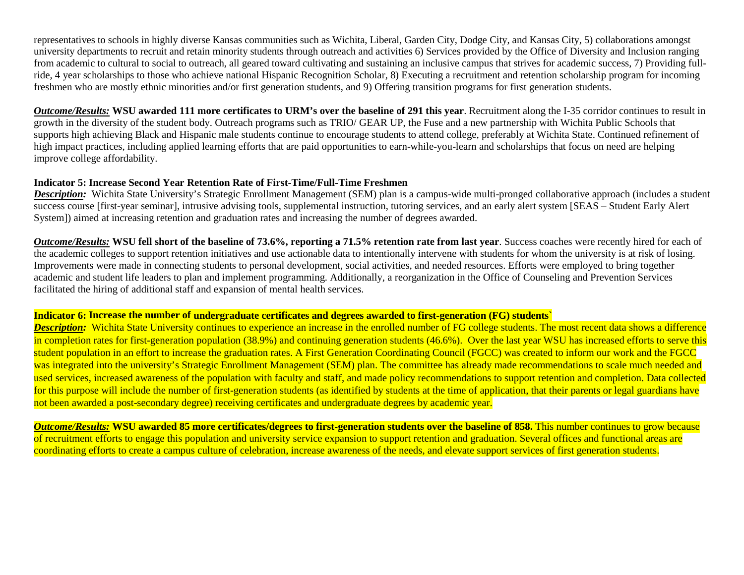representatives to schools in highly diverse Kansas communities such as Wichita, Liberal, Garden City, Dodge City, and Kansas City, 5) collaborations amongst university departments to recruit and retain minority students through outreach and activities 6) Services provided by the Office of Diversity and Inclusion ranging from academic to cultural to social to outreach, all geared toward cultivating and sustaining an inclusive campus that strives for academic success, 7) Providing full-ride, 4 year scholarships to those who achieve national Hispanic Recognition Scholar, 8) Executing a recruitment and retention scholarship program for incoming freshmen who are mostly ethnic minorities and/or first generation students, and 9) Offering transition programs for first generation students.

***Outcome/Results:*** **WSU awarded 111 more certificates to URM's over the baseline of 291 this year**. Recruitment along the I-35 corridor continues to result in growth in the diversity of the student body. Outreach programs such as TRIO/ GEAR UP, the Fuse and a new partnership with Wichita Public Schools that supports high achieving Black and Hispanic male students continue to encourage students to attend college, preferably at Wichita State. Continued refinement of high impact practices, including applied learning efforts that are paid opportunities to earn-while-you-learn and scholarships that focus on need are helping improve college affordability.

**Indicator 5: Increase Second Year Retention Rate of First-Time/Full-Time Freshmen**

***Description:*** Wichita State University's Strategic Enrollment Management (SEM) plan is a campus-wide multi-pronged collaborative approach (includes a student success course [first-year seminar], intrusive advising tools, supplemental instruction, tutoring services, and an early alert system [SEAS – Student Early Alert System]) aimed at increasing retention and graduation rates and increasing the number of degrees awarded.

***Outcome/Results:*** **WSU fell short of the baseline of 73.6%, reporting a 71.5% retention rate from last year**. Success coaches were recently hired for each of the academic colleges to support retention initiatives and use actionable data to intentionally intervene with students for whom the university is at risk of losing. Improvements were made in connecting students to personal development, social activities, and needed resources. Efforts were employed to bring together academic and student life leaders to plan and implement programming. Additionally, a reorganization in the Office of Counseling and Prevention Services facilitated the hiring of additional staff and expansion of mental health services.

**Indicator 6: Increase the number of undergraduate certificates and degrees awarded to first-generation (FG) students`**

***Description:*** Wichita State University continues to experience an increase in the enrolled number of FG college students. The most recent data shows a difference in completion rates for first-generation population (38.9%) and continuing generation students (46.6%). Over the last year WSU has increased efforts to serve this student population in an effort to increase the graduation rates. A First Generation Coordinating Council (FGCC) was created to inform our work and the FGCC was integrated into the university's Strategic Enrollment Management (SEM) plan. The committee has already made recommendations to scale much needed and used services, increased awareness of the population with faculty and staff, and made policy recommendations to support retention and completion. Data collected for this purpose will include the number of first-generation students (as identified by students at the time of application, that their parents or legal guardians have not been awarded a post-secondary degree) receiving certificates and undergraduate degrees by academic year.

***Outcome/Results:*** **WSU awarded 85 more certificates/degrees to first-generation students over the baseline of 858.** This number continues to grow because of recruitment efforts to engage this population and university service expansion to support retention and graduation. Several offices and functional areas are coordinating efforts to create a campus culture of celebration, increase awareness of the needs, and elevate support services of first generation students.